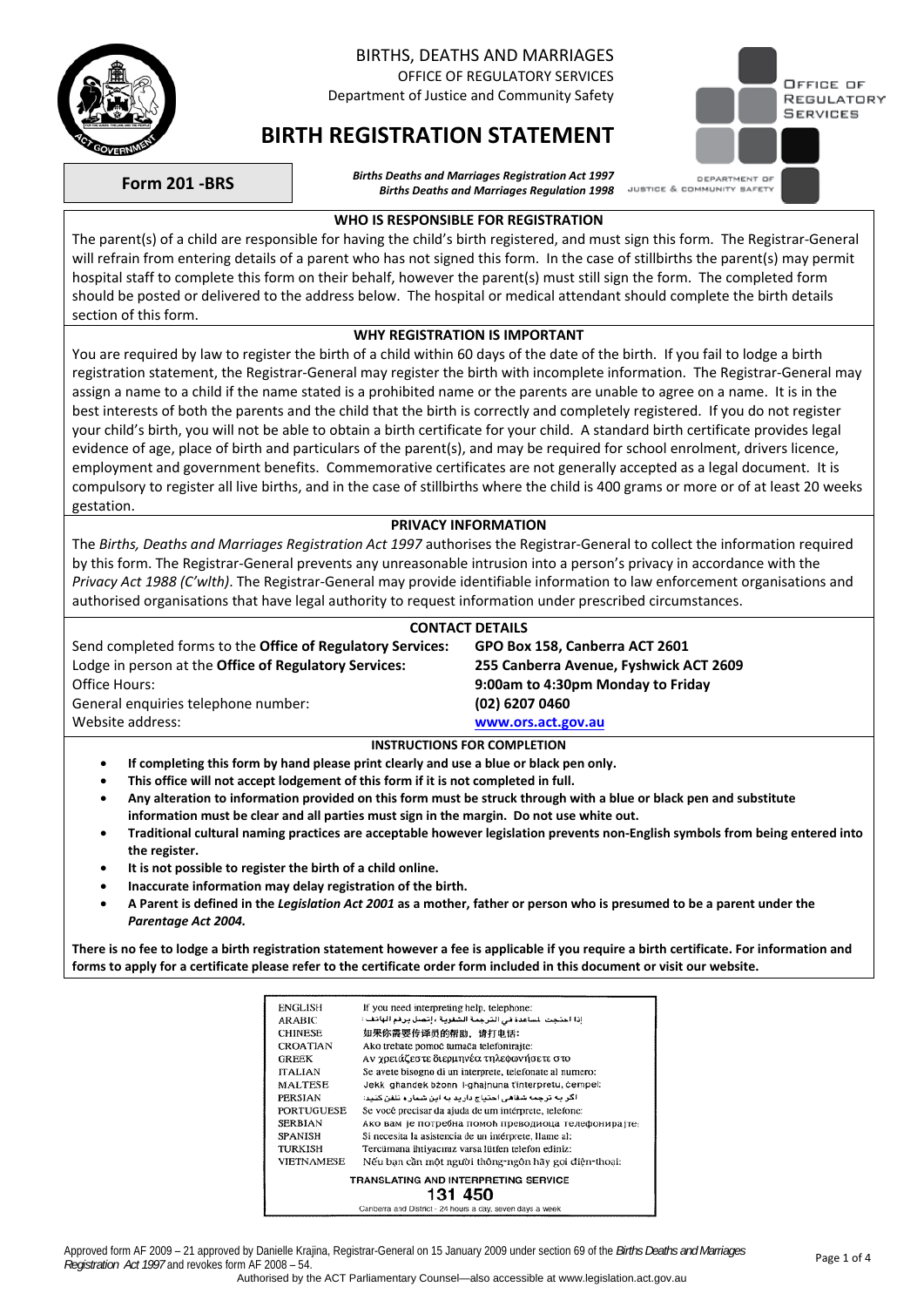BIRTHS, DEATHS AND MARRIAGES
OFFICE OF REGULATORY SERVICES
Department of Justice and Community Safety

# BIRTH REGISTRATION STATEMENT

**Form 201 -BRS**

***Births Deaths and Marriages Registration Act 1997***
***Births Deaths and Marriages Regulation 1998***

OFFICE OF REGULATORY SERVICES
DEPARTMENT OF JUSTICE & COMMUNITY SAFETY

### WHO IS RESPONSIBLE FOR REGISTRATION

The parent(s) of a child are responsible for having the child's birth registered, and must sign this form. The Registrar-General will refrain from entering details of a parent who has not signed this form. In the case of stillbirths the parent(s) may permit hospital staff to complete this form on their behalf, however the parent(s) must still sign the form. The completed form should be posted or delivered to the address below. The hospital or medical attendant should complete the birth details section of this form.

### WHY REGISTRATION IS IMPORTANT

You are required by law to register the birth of a child within 60 days of the date of the birth. If you fail to lodge a birth registration statement, the Registrar-General may register the birth with incomplete information. The Registrar-General may assign a name to a child if the name stated is a prohibited name or the parents are unable to agree on a name. It is in the best interests of both the parents and the child that the birth is correctly and completely registered. If you do not register your child's birth, you will not be able to obtain a birth certificate for your child. A standard birth certificate provides legal evidence of age, place of birth and particulars of the parent(s), and may be required for school enrolment, drivers licence, employment and government benefits. Commemorative certificates are not generally accepted as a legal document. It is compulsory to register all live births, and in the case of stillbirths where the child is 400 grams or more or of at least 20 weeks gestation.

### PRIVACY INFORMATION

The *Births, Deaths and Marriages Registration Act 1997* authorises the Registrar-General to collect the information required by this form. The Registrar-General prevents any unreasonable intrusion into a person's privacy in accordance with the *Privacy Act 1988 (C'wlth)*. The Registrar-General may provide identifiable information to law enforcement organisations and authorised organisations that have legal authority to request information under prescribed circumstances.

### CONTACT DETAILS

| | |
|---|---|
| Send completed forms to the **Office of Regulatory Services:** | **GPO Box 158, Canberra ACT 2601** |
| Lodge in person at the **Office of Regulatory Services:** | **255 Canberra Avenue, Fyshwick ACT 2609** |
| Office Hours: | **9:00am to 4:30pm Monday to Friday** |
| General enquiries telephone number: | **(02) 6207 0460** |
| Website address: | **www.ors.act.gov.au** |

### INSTRUCTIONS FOR COMPLETION

- **If completing this form by hand please print clearly and use a blue or black pen only.**
- **This office will not accept lodgement of this form if it is not completed in full.**
- **Any alteration to information provided on this form must be struck through with a blue or black pen and substitute information must be clear and all parties must sign in the margin. Do not use white out.**
- **Traditional cultural naming practices are acceptable however legislation prevents non-English symbols from being entered into the register.**
- **It is not possible to register the birth of a child online.**
- **Inaccurate information may delay registration of the birth.**
- **A Parent is defined in the *Legislation Act 2001* as a mother, father or person who is presumed to be a parent under the *Parentage Act 2004.***

**There is no fee to lodge a birth registration statement however a fee is applicable if you require a birth certificate. For information and forms to apply for a certificate please refer to the certificate order form included in this document or visit our website.**

| | |
|---|---|
| ENGLISH | If you need interpreting help, telephone: |
| ARABIC | إذا احتجت لمساعدة في الترجمة الشفوية ، إتصل برقم الهاتف : |
| CHINESE | 如果你需要传译员的帮助，请打电话： |
| CROATIAN | Ako trebate pomoć tumača telefonirajte: |
| GREEK | Αν χρειάζεστε διερμηνέα τηλεφωνήσετε στο |
| ITALIAN | Se avete bisogno di un interprete, telefonate al numero: |
| MALTESE | Jekk għandek bżonn l-għajnuna t'interpretu, ċempel: |
| PERSIAN | اگر به ترجمه شفاهی احتیاج دارید به این شماره تلفن کنید: |
| PORTUGUESE | Se você precisar da ajuda de um intérprete, telefone: |
| SERBIAN | Ако вам је потребна помоћ преводиоца телефонирајте: |
| SPANISH | Si necesita la asistencia de un intérprete, llame al: |
| TURKISH | Tercümana ihtiyacınız varsa lütfen telefon ediniz: |
| VIETNAMESE | Nếu bạn cần một người thông-ngôn hãy gọi điện-thoại: |

**TRANSLATING AND INTERPRETING SERVICE**
**131 450**
Canberra and District - 24 hours a day, seven days a week

Approved form AF 2009 – 21 approved by Danielle Krajina, Registrar-General on 15 January 2009 under section 69 of the *Births Deaths and Marriages Registration Act 1997* and revokes form AF 2008 – 54.
Authorised by the ACT Parliamentary Counsel—also accessible at www.legislation.act.gov.au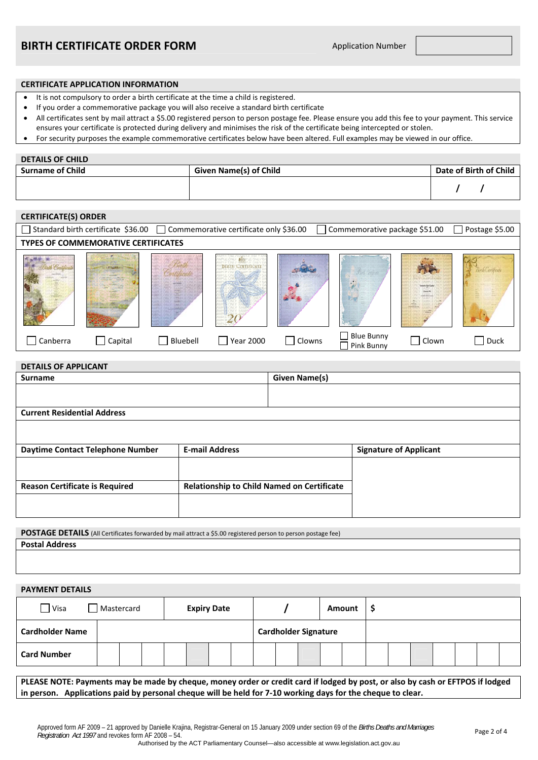# BIRTH CERTIFICATE ORDER FORM

Application Number

| |
|---|
| |

## CERTIFICATE APPLICATION INFORMATION

- It is not compulsory to order a birth certificate at the time a child is registered.
- If you order a commemorative package you will also receive a standard birth certificate
- All certificates sent by mail attract a $5.00 registered person to person postage fee. Please ensure you add this fee to your payment. This service ensures your certificate is protected during delivery and minimises the risk of the certificate being intercepted or stolen.
- For security purposes the example commemorative certificates below have been altered. Full examples may be viewed in our office.

## DETAILS OF CHILD

| Surname of Child | Given Name(s) of Child | Date of Birth of Child |
|---|---|---|
| | | / / |

## CERTIFICATE(S) ORDER

☐ Standard birth certificate $36.00 ☐ Commemorative certificate only $36.00 ☐ Commemorative package $51.00 ☐ Postage $5.00

### TYPES OF COMMEMORATIVE CERTIFICATES

☐ Canberra ☐ Capital ☐ Bluebell ☐ Year 2000 ☐ Clowns ☐ Blue Bunny ☐ Pink Bunny ☐ Clown ☐ Duck

## DETAILS OF APPLICANT

| Surname | | Given Name(s) |
|---|---|---|
| | | |
| **Current Residential Address** | | |
| | | |
| **Daytime Contact Telephone Number** | **E-mail Address** | **Signature of Applicant** |
| | | |
| **Reason Certificate is Required** | **Relationship to Child Named on Certificate** | |
| | | |

## POSTAGE DETAILS (All Certificates forwarded by mail attract a $5.00 registered person to person postage fee)

| Postal Address |
|---|
| |

## PAYMENT DETAILS

| ☐ Visa ☐ Mastercard | Expiry Date | / | Amount | $ |
|---|---|---|---|---|
| **Cardholder Name** | | **Cardholder Signature** | | |
| **Card Number** | | | | |

**PLEASE NOTE: Payments may be made by cheque, money order or credit card if lodged by post, or also by cash or EFTPOS if lodged in person. Applications paid by personal cheque will be held for 7-10 working days for the cheque to clear.**

Approved form AF 2009 – 21 approved by Danielle Krajina, Registrar-General on 15 January 2009 under section 69 of the *Births Deaths and Marriages Registration Act 1997* and revokes form AF 2008 – 54.
Authorised by the ACT Parliamentary Counsel—also accessible at www.legislation.act.gov.au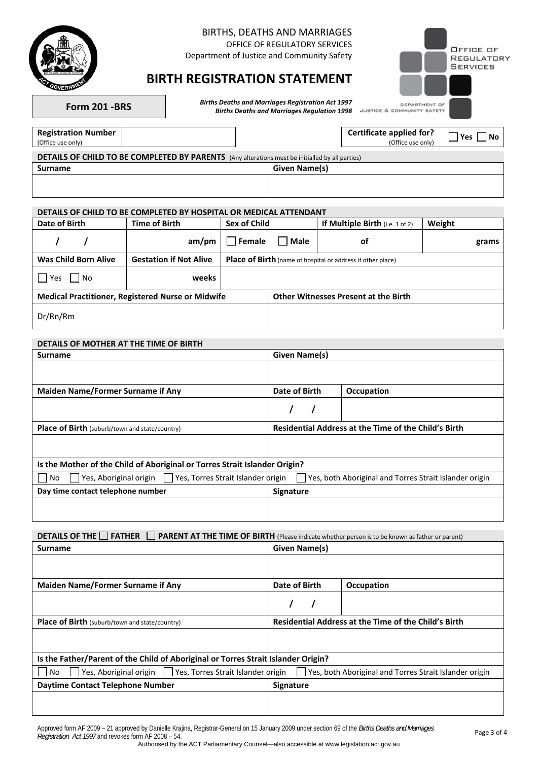BIRTHS, DEATHS AND MARRIAGES
OFFICE OF REGULATORY SERVICES
Department of Justice and Community Safety

# BIRTH REGISTRATION STATEMENT

**Form 201 -BRS**

*Births Deaths and Marriages Registration Act 1997*
*Births Deaths and Marriages Regulation 1998*

| **Registration Number** (Office use only) | | **Certificate applied for?** (Office use only) | ☐ Yes ☐ No |
|---|---|---|---|

## DETAILS OF CHILD TO BE COMPLETED BY PARENTS (Any alterations must be initialled by all parties)

| Surname | Given Name(s) |
|---|---|
| | |

## DETAILS OF CHILD TO BE COMPLETED BY HOSPITAL OR MEDICAL ATTENDANT

| Date of Birth | Time of Birth | Sex of Child | If Multiple Birth (i.e. 1 of 2) | Weight |
|---|---|---|---|---|
| / / | am/pm | ☐ Female ☐ Male | of | grams |

| Was Child Born Alive | Gestation if Not Alive | Place of Birth (name of hospital or address if other place) |
|---|---|---|
| ☐ Yes ☐ No | weeks | |

| Medical Practitioner, Registered Nurse or Midwife | Other Witnesses Present at the Birth |
|---|---|
| Dr/Rn/Rm | |

## DETAILS OF MOTHER AT THE TIME OF BIRTH

| Surname | Given Name(s) | |
|---|---|---|
| | | |
| **Maiden Name/Former Surname if Any** | **Date of Birth** | **Occupation** |
| | / / | |
| **Place of Birth** (suburb/town and state/country) | **Residential Address at the Time of the Child's Birth** | |
| | | |

**Is the Mother of the Child of Aboriginal or Torres Strait Islander Origin?**

☐ No ☐ Yes, Aboriginal origin ☐ Yes, Torres Strait Islander origin ☐ Yes, both Aboriginal and Torres Strait Islander origin

| Day time contact telephone number | Signature |
|---|---|
| | |

## DETAILS OF THE ☐ FATHER ☐ PARENT AT THE TIME OF BIRTH (Please indicate whether person is to be known as father or parent)

| Surname | Given Name(s) | |
|---|---|---|
| | | |
| **Maiden Name/Former Surname if Any** | **Date of Birth** | **Occupation** |
| | / / | |
| **Place of Birth** (suburb/town and state/country) | **Residential Address at the Time of the Child's Birth** | |
| | | |

**Is the Father/Parent of the Child of Aboriginal or Torres Strait Islander Origin?**

☐ No ☐ Yes, Aboriginal origin ☐ Yes, Torres Strait Islander origin ☐ Yes, both Aboriginal and Torres Strait Islander origin

| Daytime Contact Telephone Number | Signature |
|---|---|
| | |

Approved form AF 2009 – 21 approved by Danielle Krajina, Registrar-General on 15 January 2009 under section 69 of the *Births Deaths and Marriages Registration Act 1997* and revokes form AF 2008 – 54.
Authorised by the ACT Parliamentary Counsel—also accessible at www.legislation.act.gov.au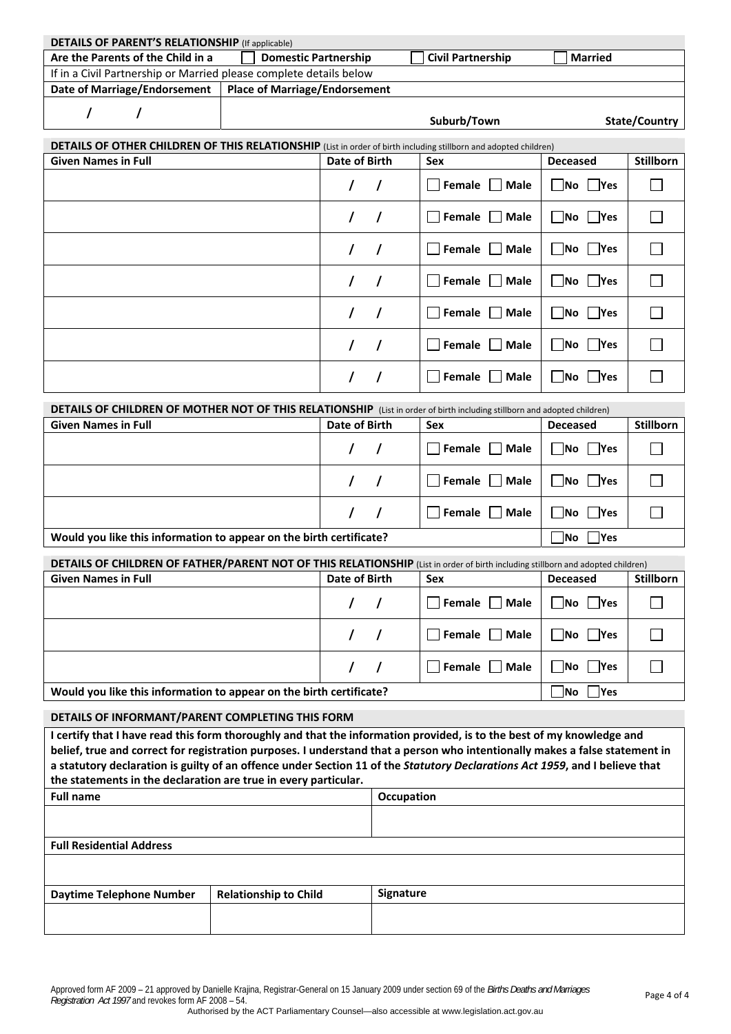## DETAILS OF PARENT'S RELATIONSHIP (If applicable)

| | | | |
|---|---|---|---|
| **Are the Parents of the Child in a** | ☐ **Domestic Partnership** | ☐ **Civil Partnership** | ☐ **Married** |
| If in a Civil Partnership or Married please complete details below | | | |
| **Date of Marriage/Endorsement** | **Place of Marriage/Endorsement** | | |
| / / | | **Suburb/Town** | **State/Country** |

## DETAILS OF OTHER CHILDREN OF THIS RELATIONSHIP (List in order of birth including stillborn and adopted children)

| Given Names in Full | Date of Birth | Sex | Deceased | Stillborn |
|---|---|---|---|---|
| | / / | ☐ Female ☐ Male | ☐No ☐Yes | ☐ |
| | / / | ☐ Female ☐ Male | ☐No ☐Yes | ☐ |
| | / / | ☐ Female ☐ Male | ☐No ☐Yes | ☐ |
| | / / | ☐ Female ☐ Male | ☐No ☐Yes | ☐ |
| | / / | ☐ Female ☐ Male | ☐No ☐Yes | ☐ |
| | / / | ☐ Female ☐ Male | ☐No ☐Yes | ☐ |
| | / / | ☐ Female ☐ Male | ☐No ☐Yes | ☐ |

## DETAILS OF CHILDREN OF MOTHER NOT OF THIS RELATIONSHIP (List in order of birth including stillborn and adopted children)

| Given Names in Full | Date of Birth | Sex | Deceased | Stillborn |
|---|---|---|---|---|
| | / / | ☐ Female ☐ Male | ☐No ☐Yes | ☐ |
| | / / | ☐ Female ☐ Male | ☐No ☐Yes | ☐ |
| | / / | ☐ Female ☐ Male | ☐No ☐Yes | ☐ |
| **Would you like this information to appear on the birth certificate?** | | | ☐No ☐Yes | |

## DETAILS OF CHILDREN OF FATHER/PARENT NOT OF THIS RELATIONSHIP (List in order of birth including stillborn and adopted children)

| Given Names in Full | Date of Birth | Sex | Deceased | Stillborn |
|---|---|---|---|---|
| | / / | ☐ Female ☐ Male | ☐No ☐Yes | ☐ |
| | / / | ☐ Female ☐ Male | ☐No ☐Yes | ☐ |
| | / / | ☐ Female ☐ Male | ☐No ☐Yes | ☐ |
| **Would you like this information to appear on the birth certificate?** | | | ☐No ☐Yes | |

## DETAILS OF INFORMANT/PARENT COMPLETING THIS FORM

**I certify that I have read this form thoroughly and that the information provided, is to the best of my knowledge and belief, true and correct for registration purposes. I understand that a person who intentionally makes a false statement in a statutory declaration is guilty of an offence under Section 11 of the *Statutory Declarations Act 1959*, and I believe that the statements in the declaration are true in every particular.**

| **Full name** | | **Occupation** |
|---|---|---|
| | | |
| **Full Residential Address** | | |
| | | |
| **Daytime Telephone Number** | **Relationship to Child** | **Signature** |
| | | |

Approved form AF 2009 – 21 approved by Danielle Krajina, Registrar-General on 15 January 2009 under section 69 of the *Births Deaths and Marriages Registration Act 1997* and revokes form AF 2008 – 54.

Authorised by the ACT Parliamentary Counsel—also accessible at www.legislation.act.gov.au